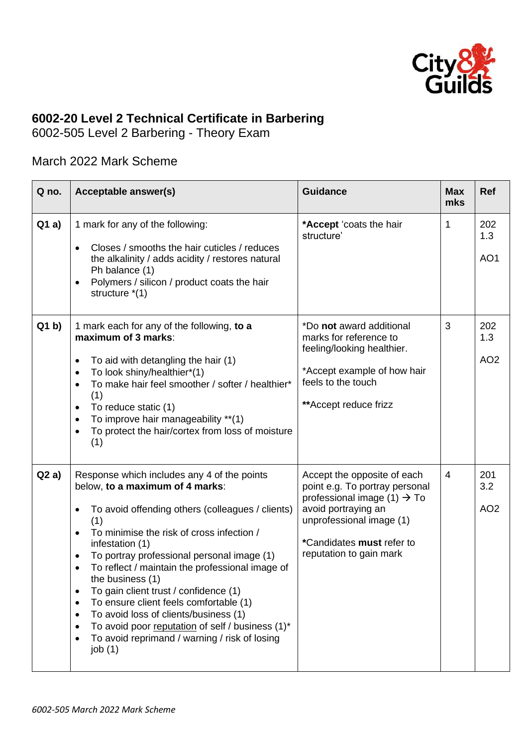## 6002-20 Level 2 Technical Certificate in Barbering

6002-505 Level 2 Barbering - Theory Exam

March 2022 Mark Scheme

| Q no. | Acceptable answer(s) | Guidance | Max mks | Ref |
|---|---|---|---|---|
| **Q1 a)** | 1 mark for any of the following:<br>• Closes / smooths the hair cuticles / reduces the alkalinity / adds acidity / restores natural Ph balance (1)<br>• Polymers / silicon / product coats the hair structure *(1) | ***Accept** 'coats the hair structure' | 1 | 202 1.3<br>AO1 |
| **Q1 b)** | 1 mark each for any of the following, **to a maximum of 3 marks**:<br>• To aid with detangling the hair (1)<br>• To look shiny/healthier*(1)<br>• To make hair feel smoother / softer / healthier* (1)<br>• To reduce static (1)<br>• To improve hair manageability **(1)<br>• To protect the hair/cortex from loss of moisture (1) | *Do **not** award additional marks for reference to feeling/looking healthier.<br>*Accept example of how hair feels to the touch<br>****Accept reduce frizz | 3 | 202 1.3<br>AO2 |
| **Q2 a)** | Response which includes any 4 of the points below, **to a maximum of 4 marks**:<br>• To avoid offending others (colleagues / clients) (1)<br>• To minimise the risk of cross infection / infestation (1)<br>• To portray professional personal image (1)<br>• To reflect / maintain the professional image of the business (1)<br>• To gain client trust / confidence (1)<br>• To ensure client feels comfortable (1)<br>• To avoid loss of clients/business (1)<br>• To avoid poor <u>reputation</u> of self / business (1)*<br>• To avoid reprimand / warning / risk of losing job (1) | Accept the opposite of each point e.g. To portray personal professional image (1) → To avoid portraying an unprofessional image (1)<br>*Candidates **must** refer to reputation to gain mark | 4 | 201 3.2<br>AO2 |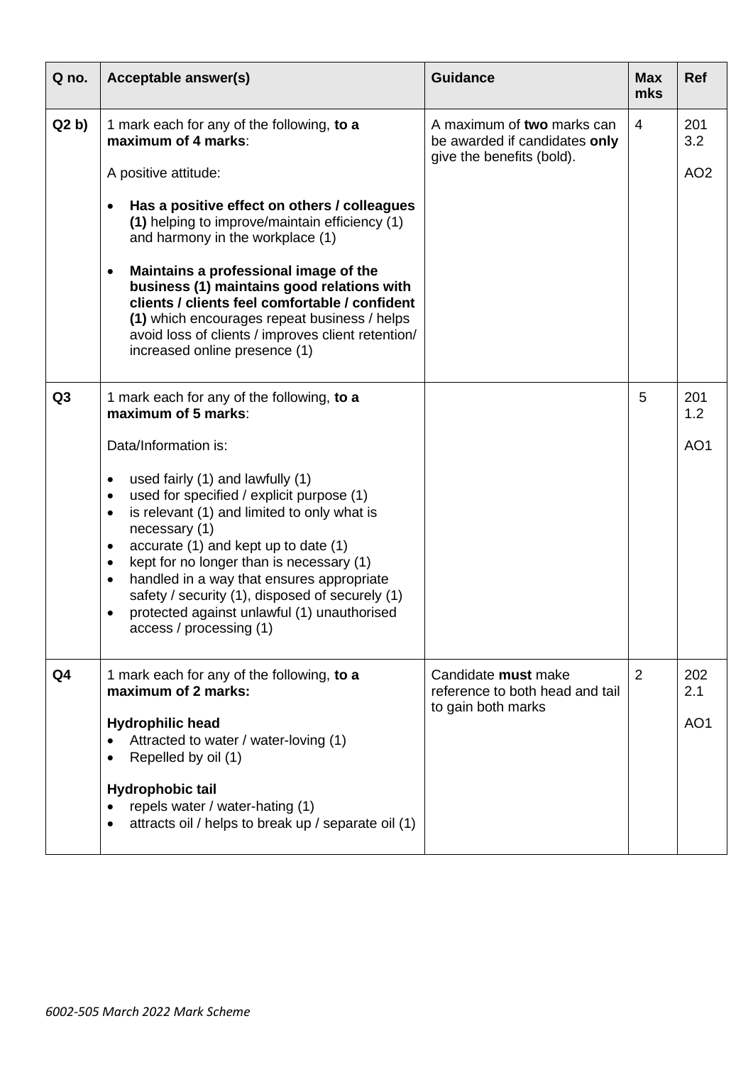| Q no. | Acceptable answer(s) | Guidance | Max mks | Ref |
|---|---|---|---|---|
| Q2 b) | 1 mark each for any of the following, **to a maximum of 4 marks**:<br><br>A positive attitude:<br><br>• **Has a positive effect on others / colleagues (1)** helping to improve/maintain efficiency (1) and harmony in the workplace (1)<br><br>• **Maintains a professional image of the business (1) maintains good relations with clients / clients feel comfortable / confident (1)** which encourages repeat business / helps avoid loss of clients / improves client retention/ increased online presence (1) | A maximum of **two** marks can be awarded if candidates **only** give the benefits (bold). | 4 | 201 3.2<br><br>AO2 |
| Q3 | 1 mark each for any of the following, **to a maximum of 5 marks**:<br><br>Data/Information is:<br><br>• used fairly (1) and lawfully (1)<br>• used for specified / explicit purpose (1)<br>• is relevant (1) and limited to only what is necessary (1)<br>• accurate (1) and kept up to date (1)<br>• kept for no longer than is necessary (1)<br>• handled in a way that ensures appropriate safety / security (1), disposed of securely (1)<br>• protected against unlawful (1) unauthorised access / processing (1) | | 5 | 201 1.2<br><br>AO1 |
| Q4 | 1 mark each for any of the following, **to a maximum of 2 marks:**<br><br>**Hydrophilic head**<br>• Attracted to water / water-loving (1)<br>• Repelled by oil (1)<br><br>**Hydrophobic tail**<br>• repels water / water-hating (1)<br>• attracts oil / helps to break up / separate oil (1) | Candidate **must** make reference to both head and tail to gain both marks | 2 | 202 2.1<br><br>AO1 |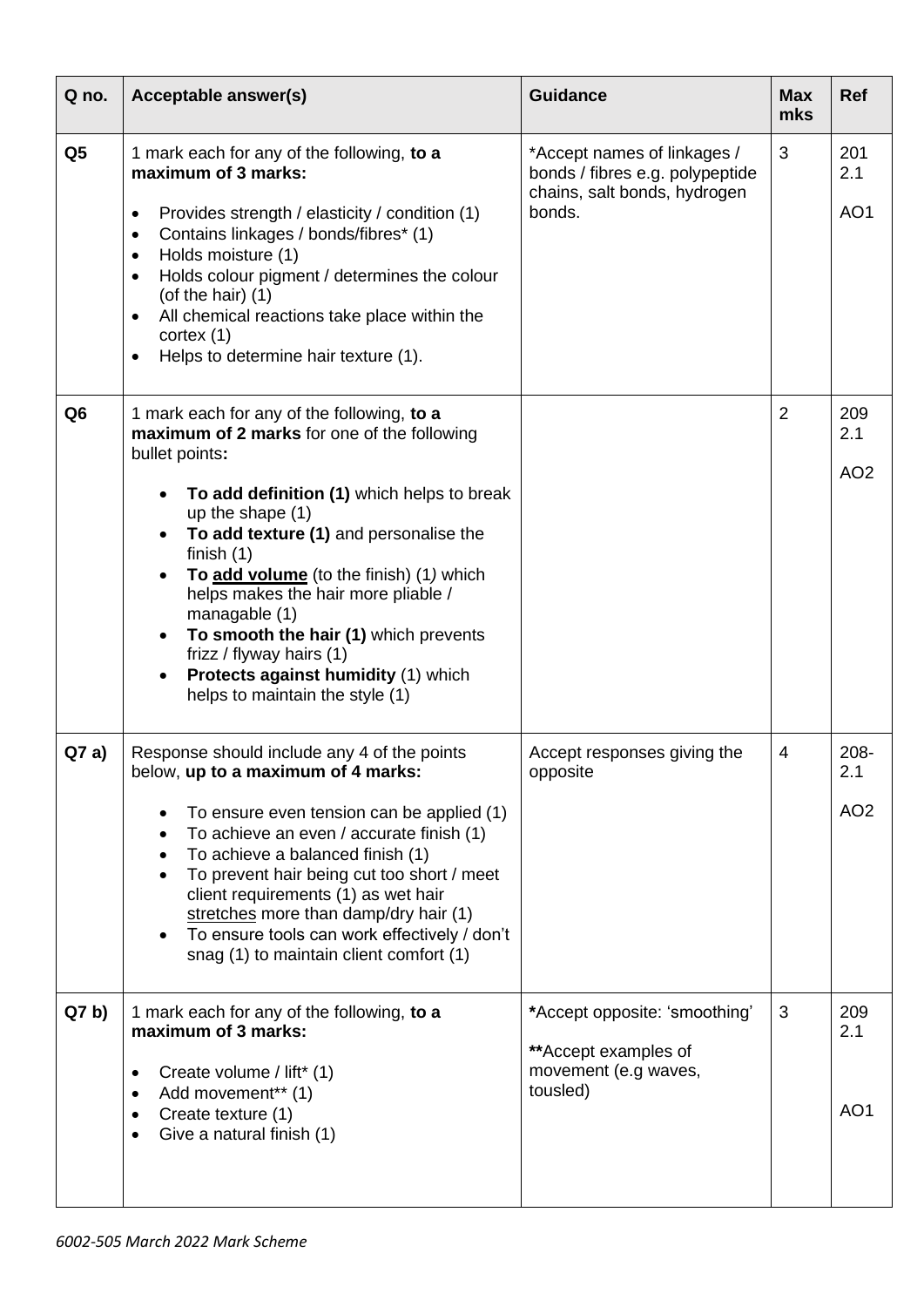| Q no. | Acceptable answer(s) | Guidance | Max mks | Ref |
|---|---|---|---|---|
| **Q5** | 1 mark each for any of the following, **to a maximum of 3 marks:**<br><br>• Provides strength / elasticity / condition (1)<br>• Contains linkages / bonds/fibres* (1)<br>• Holds moisture (1)<br>• Holds colour pigment / determines the colour (of the hair) (1)<br>• All chemical reactions take place within the cortex (1)<br>• Helps to determine hair texture (1). | *Accept names of linkages / bonds / fibres e.g. polypeptide chains, salt bonds, hydrogen bonds. | 3 | 201 2.1<br><br>AO1 |
| **Q6** | 1 mark each for any of the following, **to a maximum of 2 marks** for one of the following bullet points**:**<br><br>• **To add definition (1)** which helps to break up the shape (1)<br>• **To add texture (1)** and personalise the finish (1)<br>• **To add volume** (to the finish) (1*)* which helps makes the hair more pliable / managable (1)<br>• **To smooth the hair (1)** which prevents frizz / flyway hairs (1)<br>• **Protects against humidity** (1) which helps to maintain the style (1) | | 2 | 209 2.1<br><br>AO2 |
| **Q7 a)** | Response should include any 4 of the points below, **up to a maximum of 4 marks:**<br><br>• To ensure even tension can be applied (1)<br>• To achieve an even / accurate finish (1)<br>• To achieve a balanced finish (1)<br>• To prevent hair being cut too short / meet client requirements (1) as wet hair stretches more than damp/dry hair (1)<br>• To ensure tools can work effectively / don't snag (1) to maintain client comfort (1) | Accept responses giving the opposite | 4 | 208-2.1<br><br>AO2 |
| **Q7 b)** | 1 mark each for any of the following, **to a maximum of 3 marks:**<br><br>• Create volume / lift* (1)<br>• Add movement** (1)<br>• Create texture (1)<br>• Give a natural finish (1) | ***Accept opposite: 'smoothing'**<br><br>****Accept examples of movement (e.g waves, tousled) | 3 | 209 2.1<br><br>AO1 |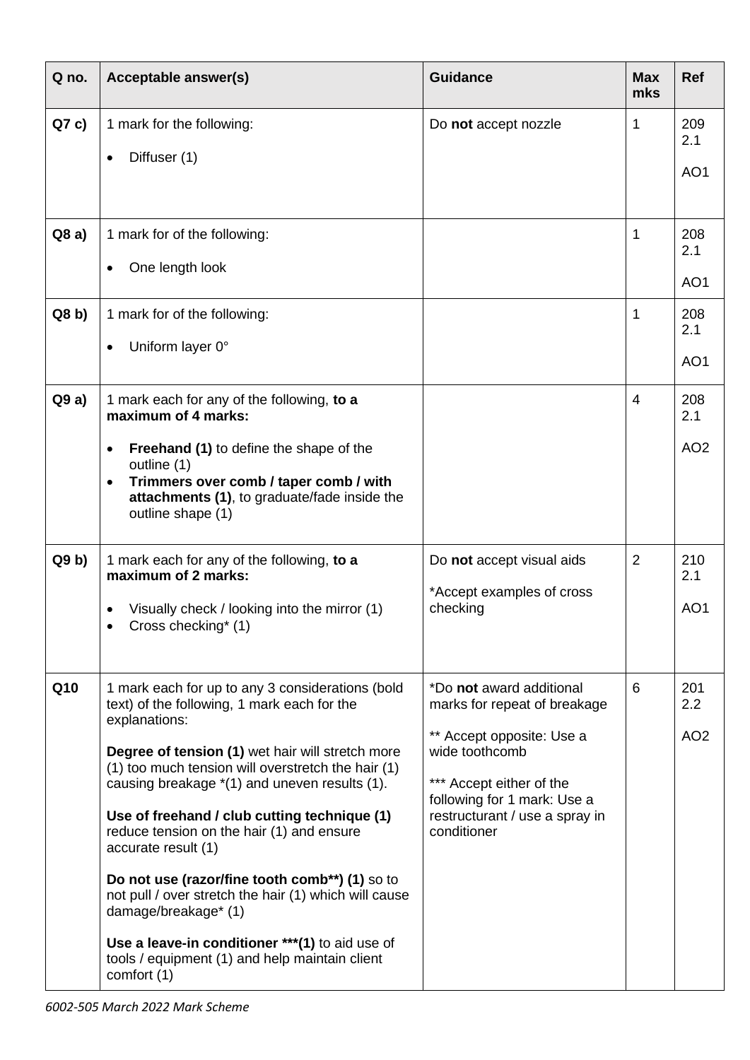| Q no. | Acceptable answer(s) | Guidance | Max mks | Ref |
|---|---|---|---|---|
| **Q7 c)** | 1 mark for the following:<br><br>• Diffuser (1) | Do **not** accept nozzle | 1 | 209 2.1<br><br>AO1 |
| **Q8 a)** | 1 mark for of the following:<br><br>• One length look | | 1 | 208 2.1<br><br>AO1 |
| **Q8 b)** | 1 mark for of the following:<br><br>• Uniform layer 0° | | 1 | 208 2.1<br><br>AO1 |
| **Q9 a)** | 1 mark each for any of the following, **to a maximum of 4 marks:**<br><br>• **Freehand (1)** to define the shape of the outline (1)<br>• **Trimmers over comb / taper comb / with attachments (1)**, to graduate/fade inside the outline shape (1) | | 4 | 208 2.1<br><br>AO2 |
| **Q9 b)** | 1 mark each for any of the following, **to a maximum of 2 marks:**<br><br>• Visually check / looking into the mirror (1)<br>• Cross checking* (1) | Do **not** accept visual aids<br><br>*Accept examples of cross checking | 2 | 210 2.1<br><br>AO1 |
| **Q10** | 1 mark each for up to any 3 considerations (bold text) of the following, 1 mark each for the explanations:<br><br>**Degree of tension (1)** wet hair will stretch more (1) too much tension will overstretch the hair (1) causing breakage *(1) and uneven results (1).<br><br>**Use of freehand / club cutting technique (1)** reduce tension on the hair (1) and ensure accurate result (1)<br><br>**Do not use (razor/fine tooth comb**) (1)** so to not pull / over stretch the hair (1) which will cause damage/breakage* (1)<br><br>**Use a leave-in conditioner ***(1)** to aid use of tools / equipment (1) and help maintain client comfort (1) | *Do **not** award additional marks for repeat of breakage<br><br>** Accept opposite: Use a wide toothcomb<br><br>*** Accept either of the following for 1 mark: Use a restructurant / use a spray in conditioner | 6 | 201 2.2<br><br>AO2 |

*6002-505 March 2022 Mark Scheme*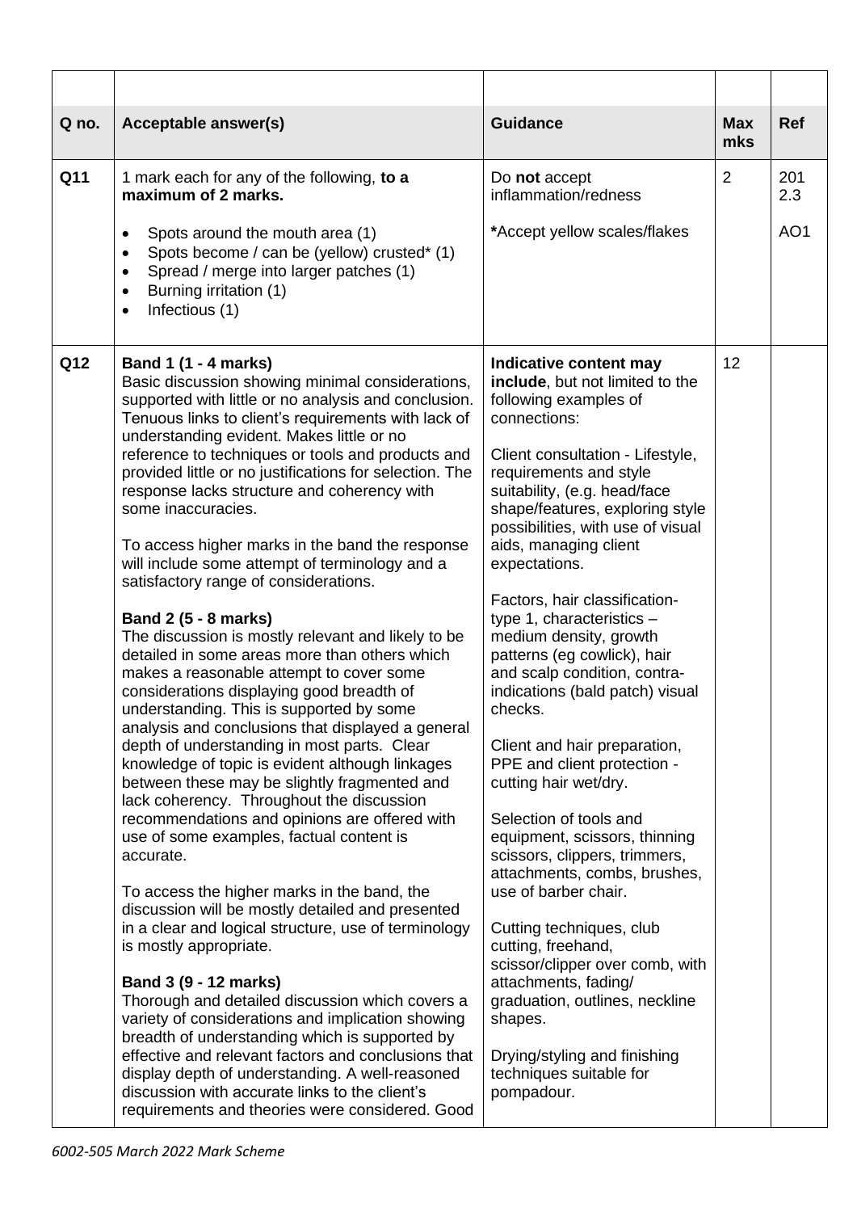| Q no. | Acceptable answer(s) | Guidance | Max mks | Ref |
|---|---|---|---|---|
| Q11 | 1 mark each for any of the following, **to a maximum of 2 marks.**<br><br>• Spots around the mouth area (1)<br>• Spots become / can be (yellow) crusted* (1)<br>• Spread / merge into larger patches (1)<br>• Burning irritation (1)<br>• Infectious (1) | Do **not** accept inflammation/redness<br><br>*Accept yellow scales/flakes | 2 | 201 2.3<br><br>AO1 |
| Q12 | **Band 1 (1 - 4 marks)**<br>Basic discussion showing minimal considerations, supported with little or no analysis and conclusion. Tenuous links to client's requirements with lack of understanding evident. Makes little or no reference to techniques or tools and products and provided little or no justifications for selection. The response lacks structure and coherency with some inaccuracies.<br><br>To access higher marks in the band the response will include some attempt of terminology and a satisfactory range of considerations.<br><br>**Band 2 (5 - 8 marks)**<br>The discussion is mostly relevant and likely to be detailed in some areas more than others which makes a reasonable attempt to cover some considerations displaying good breadth of understanding. This is supported by some analysis and conclusions that displayed a general depth of understanding in most parts. Clear knowledge of topic is evident although linkages between these may be slightly fragmented and lack coherency. Throughout the discussion recommendations and opinions are offered with use of some examples, factual content is accurate.<br><br>To access the higher marks in the band, the discussion will be mostly detailed and presented in a clear and logical structure, use of terminology is mostly appropriate.<br><br>**Band 3 (9 - 12 marks)**<br>Thorough and detailed discussion which covers a variety of considerations and implication showing breadth of understanding which is supported by effective and relevant factors and conclusions that display depth of understanding. A well-reasoned discussion with accurate links to the client's requirements and theories were considered. Good | **Indicative content may include**, but not limited to the following examples of connections:<br><br>Client consultation - Lifestyle, requirements and style suitability, (e.g. head/face shape/features, exploring style possibilities, with use of visual aids, managing client expectations.<br><br>Factors, hair classification- type 1, characteristics – medium density, growth patterns (eg cowlick), hair and scalp condition, contra-indications (bald patch) visual checks.<br><br>Client and hair preparation, PPE and client protection - cutting hair wet/dry.<br><br>Selection of tools and equipment, scissors, thinning scissors, clippers, trimmers, attachments, combs, brushes, use of barber chair.<br><br>Cutting techniques, club cutting, freehand, scissor/clipper over comb, with attachments, fading/ graduation, outlines, neckline shapes.<br><br>Drying/styling and finishing techniques suitable for pompadour. | 12 | |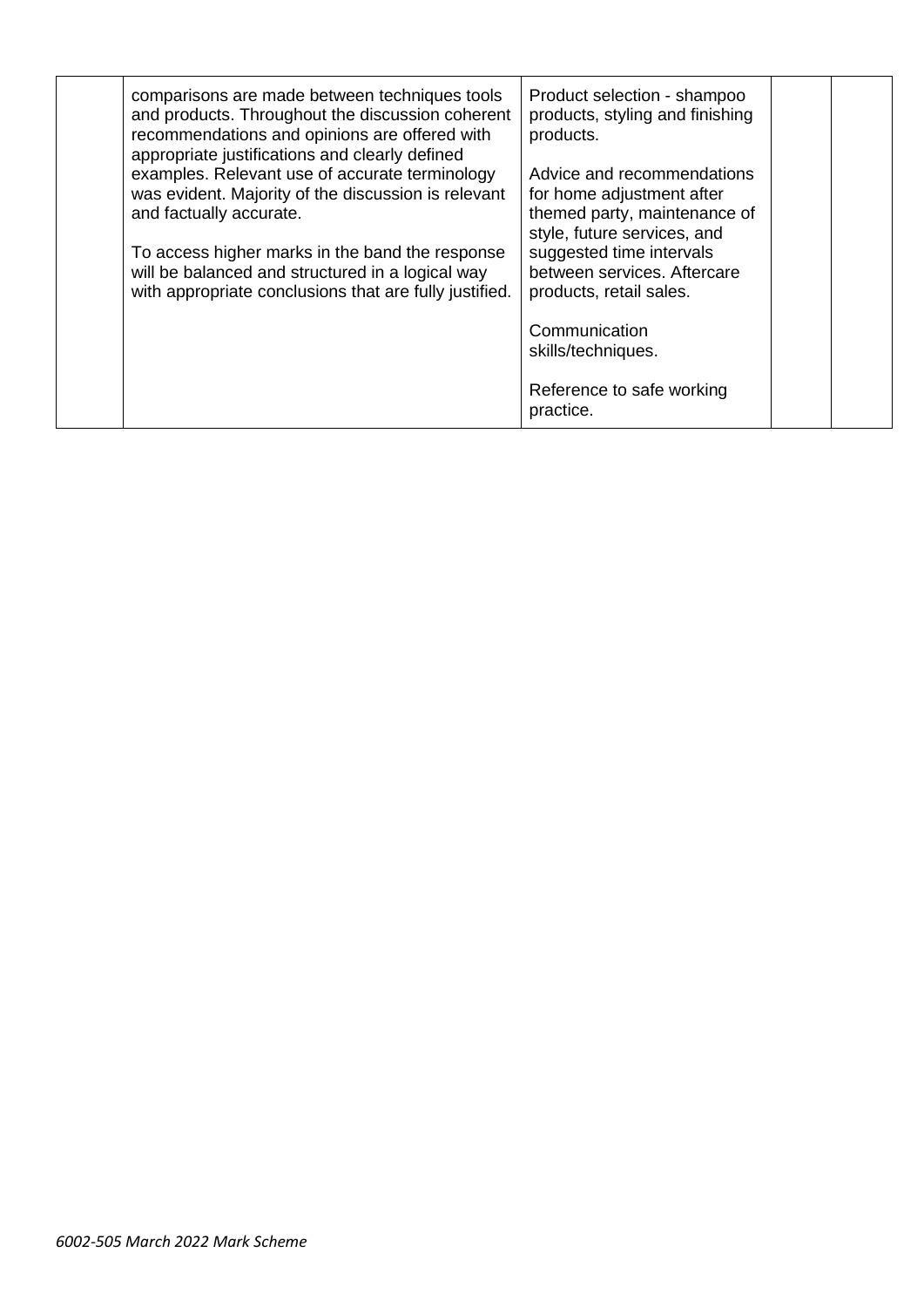| | | | | |
|---|---|---|---|---|
| | comparisons are made between techniques tools and products. Throughout the discussion coherent recommendations and opinions are offered with appropriate justifications and clearly defined examples. Relevant use of accurate terminology was evident. Majority of the discussion is relevant and factually accurate.<br><br>To access higher marks in the band the response will be balanced and structured in a logical way with appropriate conclusions that are fully justified. | Product selection - shampoo products, styling and finishing products.<br><br>Advice and recommendations for home adjustment after themed party, maintenance of style, future services, and suggested time intervals between services. Aftercare products, retail sales.<br><br>Communication skills/techniques.<br><br>Reference to safe working practice. | | |